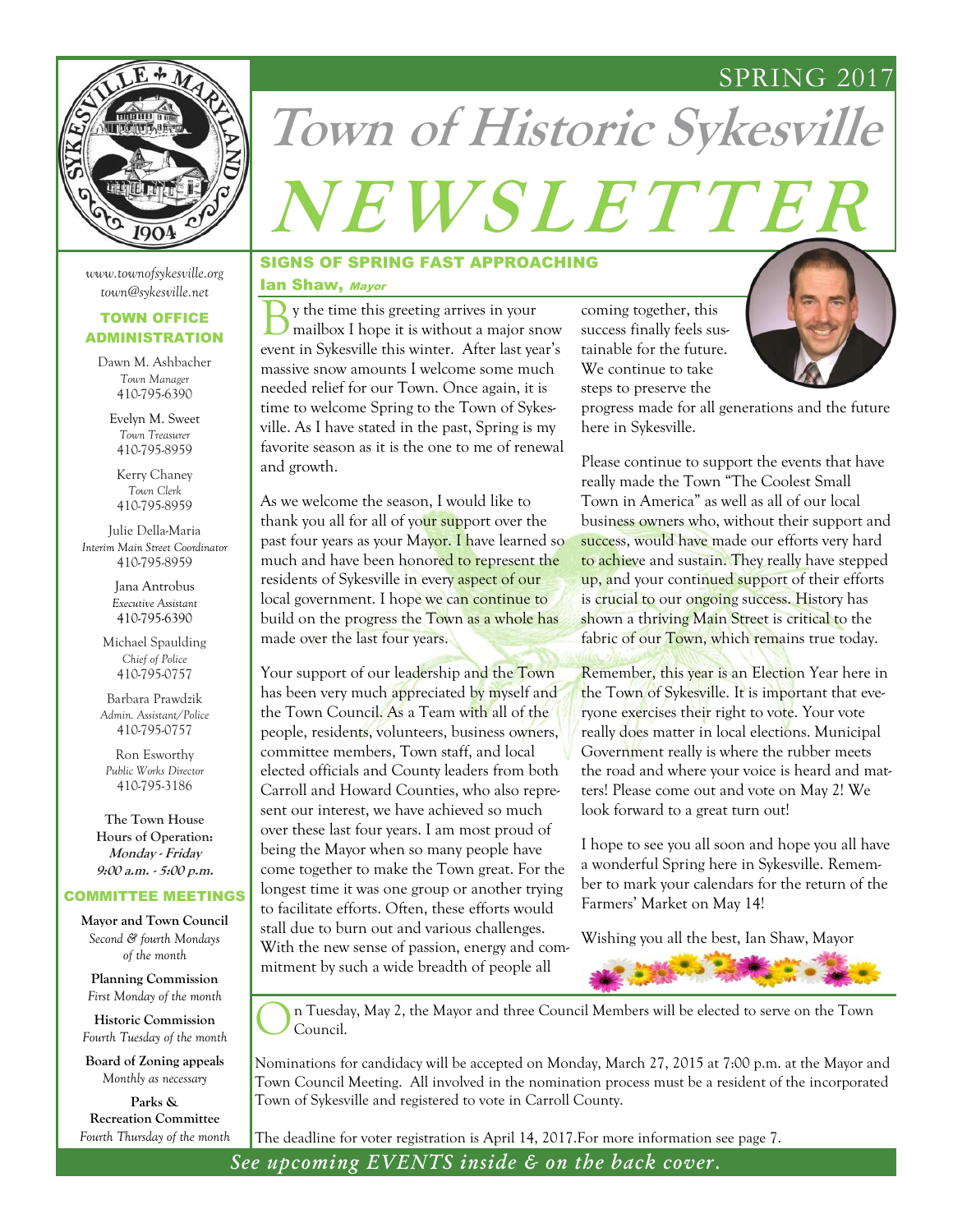SPRING 2017

# Town of Historic Sykesville NEWSLETTER

*www.townofsykesville.org*
*town@sykesville.net*

### TOWN OFFICE ADMINISTRATION

Dawn M. Ashbacher
*Town Manager*
410-795-6390

Evelyn M. Sweet
*Town Treasurer*
410-795-8959

Kerry Chaney
*Town Clerk*
410-795-8959

Julie Della-Maria
*Interim Main Street Coordinator*
410-795-8959

Jana Antrobus
*Executive Assistant*
410-795-6390

Michael Spaulding
*Chief of Police*
410-795-0757

Barbara Prawdzik
*Admin. Assistant/Police*
410-795-0757

Ron Esworthy
*Public Works Director*
410-795-3186

**The Town House Hours of Operation:**
***Monday - Friday***
***9:00 a.m. - 5:00 p.m.***

### COMMITTEE MEETINGS

**Mayor and Town Council**
*Second & fourth Mondays of the month*

**Planning Commission**
*First Monday of the month*

**Historic Commission**
*Fourth Tuesday of the month*

**Board of Zoning appeals**
*Monthly as necessary*

**Parks & Recreation Committee**
*Fourth Thursday of the month*

## SIGNS OF SPRING FAST APPROACHING

**Ian Shaw,** ***Mayor***

By the time this greeting arrives in your mailbox I hope it is without a major snow event in Sykesville this winter. After last year's massive snow amounts I welcome some much needed relief for our Town. Once again, it is time to welcome Spring to the Town of Sykesville. As I have stated in the past, Spring is my favorite season as it is the one to me of renewal and growth.

As we welcome the season, I would like to thank you all for all of your support over the past four years as your Mayor. I have learned so much and have been honored to represent the residents of Sykesville in every aspect of our local government. I hope we can continue to build on the progress the Town as a whole has made over the last four years.

Your support of our leadership and the Town has been very much appreciated by myself and the Town Council. As a Team with all of the people, residents, volunteers, business owners, committee members, Town staff, and local elected officials and County leaders from both Carroll and Howard Counties, who also represent our interest, we have achieved so much over these last four years. I am most proud of being the Mayor when so many people have come together to make the Town great. For the longest time it was one group or another trying to facilitate efforts. Often, these efforts would stall due to burn out and various challenges. With the new sense of passion, energy and commitment by such a wide breadth of people all coming together, this success finally feels sustainable for the future. We continue to take steps to preserve the progress made for all generations and the future here in Sykesville.

Please continue to support the events that have really made the Town "The Coolest Small Town in America" as well as all of our local business owners who, without their support and success, would have made our efforts very hard to achieve and sustain. They really have stepped up, and your continued support of their efforts is crucial to our ongoing success. History has shown a thriving Main Street is critical to the fabric of our Town, which remains true today.

Remember, this year is an Election Year here in the Town of Sykesville. It is important that everyone exercises their right to vote. Your vote really does matter in local elections. Municipal Government really is where the rubber meets the road and where your voice is heard and matters! Please come out and vote on May 2! We look forward to a great turn out!

I hope to see you all soon and hope you all have a wonderful Spring here in Sykesville. Remember to mark your calendars for the return of the Farmers' Market on May 14!

Wishing you all the best, Ian Shaw, Mayor

On Tuesday, May 2, the Mayor and three Council Members will be elected to serve on the Town Council.

Nominations for candidacy will be accepted on Monday, March 27, 2015 at 7:00 p.m. at the Mayor and Town Council Meeting. All involved in the nomination process must be a resident of the incorporated Town of Sykesville and registered to vote in Carroll County.

The deadline for voter registration is April 14, 2017.For more information see page 7.

*See upcoming EVENTS inside & on the back cover.*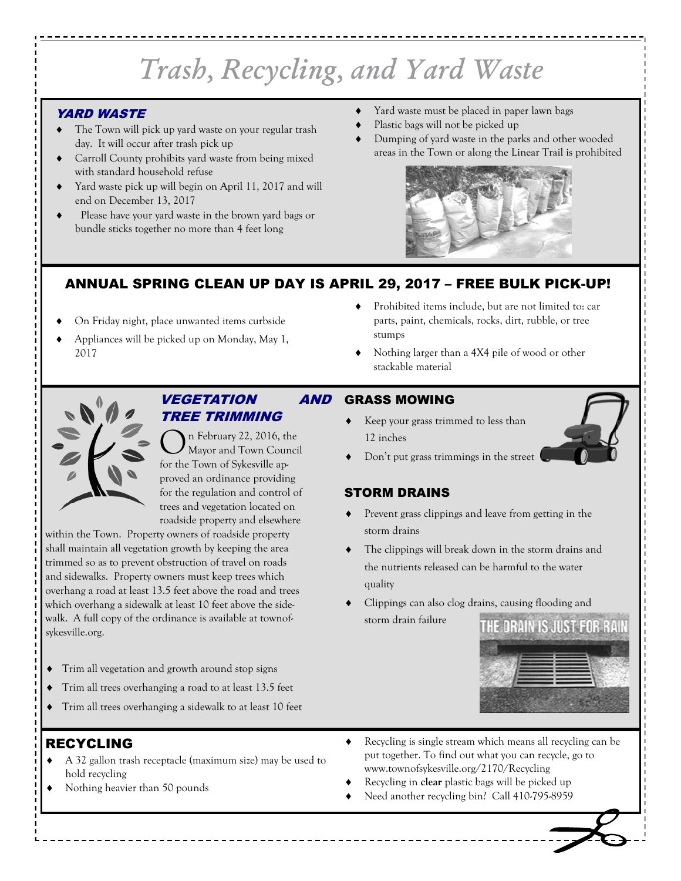# Trash, Recycling, and Yard Waste

## YARD WASTE

- The Town will pick up yard waste on your regular trash day. It will occur after trash pick up
- Carroll County prohibits yard waste from being mixed with standard household refuse
- Yard waste pick up will begin on April 11, 2017 and will end on December 13, 2017
- Please have your yard waste in the brown yard bags or bundle sticks together no more than 4 feet long
- Yard waste must be placed in paper lawn bags
- Plastic bags will not be picked up
- Dumping of yard waste in the parks and other wooded areas in the Town or along the Linear Trail is prohibited

## ANNUAL SPRING CLEAN UP DAY IS APRIL 29, 2017 – FREE BULK PICK-UP!

- On Friday night, place unwanted items curbside
- Appliances will be picked up on Monday, May 1, 2017
- Prohibited items include, but are not limited to: car parts, paint, chemicals, rocks, dirt, rubble, or tree stumps
- Nothing larger than a 4X4 pile of wood or other stackable material

## VEGETATION AND TREE TRIMMING

On February 22, 2016, the Mayor and Town Council for the Town of Sykesville approved an ordinance providing for the regulation and control of trees and vegetation located on roadside property and elsewhere within the Town. Property owners of roadside property shall maintain all vegetation growth by keeping the area trimmed so as to prevent obstruction of travel on roads and sidewalks. Property owners must keep trees which overhang a road at least 13.5 feet above the road and trees which overhang a sidewalk at least 10 feet above the sidewalk. A full copy of the ordinance is available at townofsykesville.org.

- Trim all vegetation and growth around stop signs
- Trim all trees overhanging a road to at least 13.5 feet
- Trim all trees overhanging a sidewalk to at least 10 feet

## GRASS MOWING

- Keep your grass trimmed to less than 12 inches
- Don't put grass trimmings in the street

## STORM DRAINS

- Prevent grass clippings and leave from getting in the storm drains
- The clippings will break down in the storm drains and the nutrients released can be harmful to the water quality
- Clippings can also clog drains, causing flooding and storm drain failure

THE DRAIN IS JUST FOR RAIN

## RECYCLING

- A 32 gallon trash receptacle (maximum size) may be used to hold recycling
- Nothing heavier than 50 pounds
- Recycling is single stream which means all recycling can be put together. To find out what you can recycle, go to www.townofsykesville.org/2170/Recycling
- Recycling in **clear** plastic bags will be picked up
- Need another recycling bin? Call 410-795-8959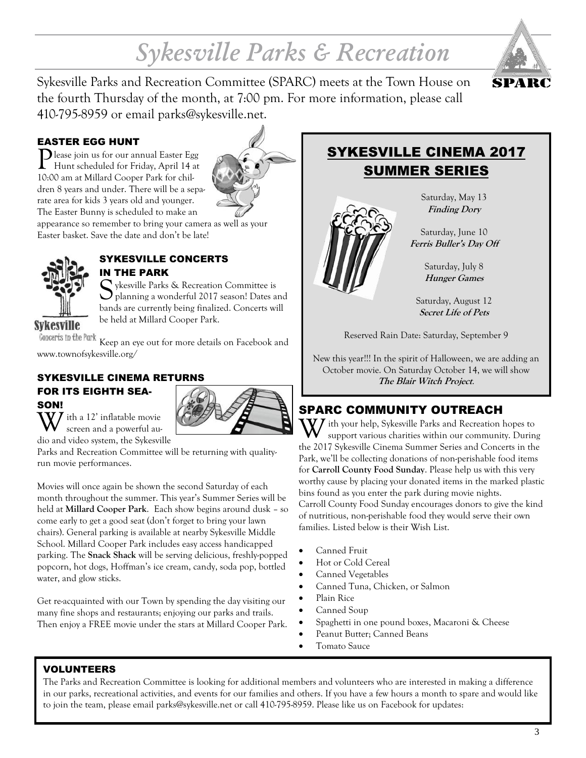# Sykesville Parks & Recreation

Sykesville Parks and Recreation Committee (SPARC) meets at the Town House on the fourth Thursday of the month, at 7:00 pm. For more information, please call 410-795-8959 or email parks@sykesville.net.

## EASTER EGG HUNT

Please join us for our annual Easter Egg Hunt scheduled for Friday, April 14 at 10:00 am at Millard Cooper Park for children 8 years and under. There will be a separate area for kids 3 years old and younger. The Easter Bunny is scheduled to make an appearance so remember to bring your camera as well as your Easter basket. Save the date and don't be late!

## SYKESVILLE CONCERTS IN THE PARK

Sykesville Parks & Recreation Committee is planning a wonderful 2017 season! Dates and bands are currently being finalized. Concerts will be held at Millard Cooper Park.

Keep an eye out for more details on Facebook and www.townofsykesville.org/

## SYKESVILLE CINEMA RETURNS FOR ITS EIGHTH SEASON!

With a 12' inflatable movie screen and a powerful audio and video system, the Sykesville Parks and Recreation Committee will be returning with quality-run movie performances.

Movies will once again be shown the second Saturday of each month throughout the summer. This year's Summer Series will be held at **Millard Cooper Park**. Each show begins around dusk – so come early to get a good seat (don't forget to bring your lawn chairs). General parking is available at nearby Sykesville Middle School. Millard Cooper Park includes easy access handicapped parking. The **Snack Shack** will be serving delicious, freshly-popped popcorn, hot dogs, Hoffman's ice cream, candy, soda pop, bottled water, and glow sticks.

Get re-acquainted with our Town by spending the day visiting our many fine shops and restaurants; enjoying our parks and trails. Then enjoy a FREE movie under the stars at Millard Cooper Park.

## SYKESVILLE CINEMA 2017 SUMMER SERIES

Saturday, May 13
***Finding Dory***

Saturday, June 10
***Ferris Buller's Day Off***

Saturday, July 8
***Hunger Games***

Saturday, August 12
***Secret Life of Pets***

Reserved Rain Date: Saturday, September 9

New this year!!! In the spirit of Halloween, we are adding an October movie. On Saturday October 14, we will show ***The Blair Witch Project***.

## SPARC COMMUNITY OUTREACH

With your help, Sykesville Parks and Recreation hopes to support various charities within our community. During the 2017 Sykesville Cinema Summer Series and Concerts in the Park, we'll be collecting donations of non-perishable food items for **Carroll County Food Sunday**. Please help us with this very worthy cause by placing your donated items in the marked plastic bins found as you enter the park during movie nights.
Carroll County Food Sunday encourages donors to give the kind of nutritious, non-perishable food they would serve their own families. Listed below is their Wish List.

- Canned Fruit
- Hot or Cold Cereal
- Canned Vegetables
- Canned Tuna, Chicken, or Salmon
- Plain Rice
- Canned Soup
- Spaghetti in one pound boxes, Macaroni & Cheese
- Peanut Butter; Canned Beans
- Tomato Sauce

## VOLUNTEERS

The Parks and Recreation Committee is looking for additional members and volunteers who are interested in making a difference in our parks, recreational activities, and events for our families and others. If you have a few hours a month to spare and would like to join the team, please email parks@sykesville.net or call 410-795-8959. Please like us on Facebook for updates: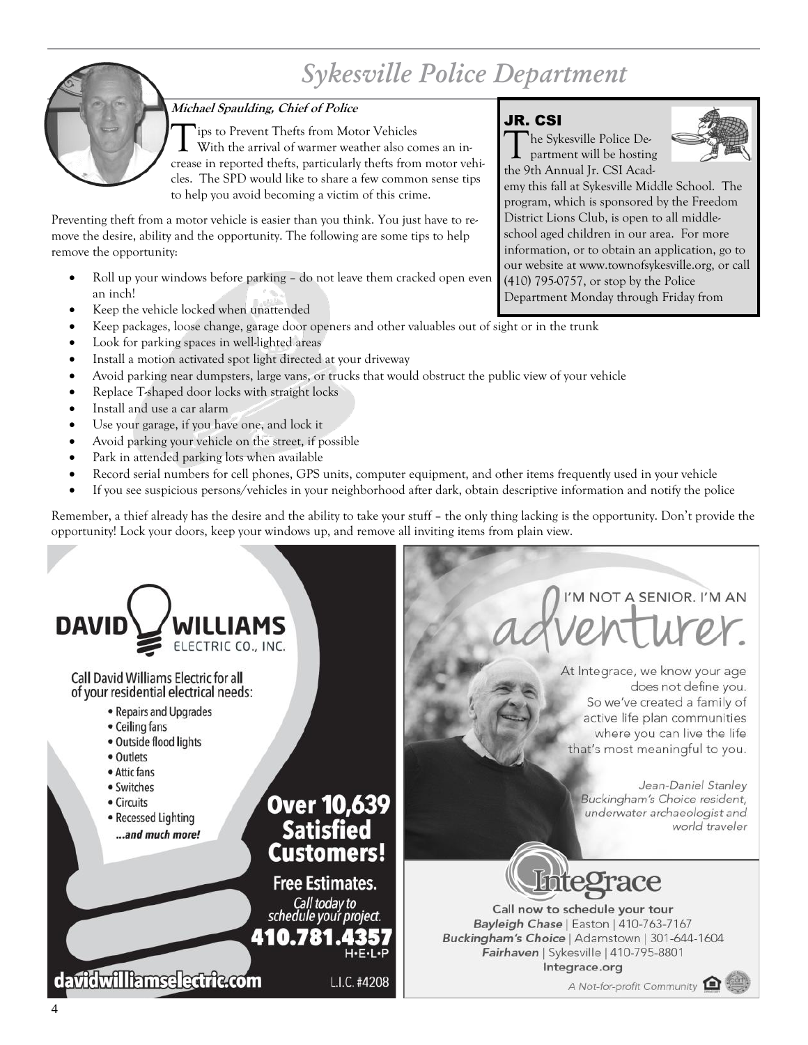# Sykesville Police Department

**Michael Spaulding, Chief of Police**

Tips to Prevent Thefts from Motor Vehicles

With the arrival of warmer weather also comes an increase in reported thefts, particularly thefts from motor vehicles. The SPD would like to share a few common sense tips to help you avoid becoming a victim of this crime.

Preventing theft from a motor vehicle is easier than you think. You just have to remove the desire, ability and the opportunity. The following are some tips to help remove the opportunity:

- Roll up your windows before parking – do not leave them cracked open even an inch!
- Keep the vehicle locked when unattended
- Keep packages, loose change, garage door openers and other valuables out of sight or in the trunk
- Look for parking spaces in well-lighted areas
- Install a motion activated spot light directed at your driveway
- Avoid parking near dumpsters, large vans, or trucks that would obstruct the public view of your vehicle
- Replace T-shaped door locks with straight locks
- Install and use a car alarm
- Use your garage, if you have one, and lock it
- Avoid parking your vehicle on the street, if possible
- Park in attended parking lots when available
- Record serial numbers for cell phones, GPS units, computer equipment, and other items frequently used in your vehicle
- If you see suspicious persons/vehicles in your neighborhood after dark, obtain descriptive information and notify the police

Remember, a thief already has the desire and the ability to take your stuff – the only thing lacking is the opportunity. Don't provide the opportunity! Lock your doors, keep your windows up, and remove all inviting items from plain view.

## JR. CSI

The Sykesville Police Department will be hosting the 9th Annual Jr. CSI Academy this fall at Sykesville Middle School. The program, which is sponsored by the Freedom District Lions Club, is open to all middle-school aged children in our area. For more information, or to obtain an application, go to our website at www.townofsykesville.org, or call (410) 795-0757, or stop by the Police Department Monday through Friday from

---

**DAVID WILLIAMS ELECTRIC CO., INC.**

Call David Williams Electric for all of your residential electrical needs:

- Repairs and Upgrades
- Ceiling fans
- Outside flood lights
- Outlets
- Attic fans
- Switches
- Circuits
- Recessed Lighting

*...and much more!*

**Over 10,639 Satisfied Customers!**

**Free Estimates.**

*Call today to schedule your project.*

**410.781.4357** H·E·L·P

**davidwilliamselectric.com**

L.I.C. #4208

---

I'M NOT A SENIOR. I'M AN *adventurer.*

At Integrace, we know your age does not define you. So we've created a family of active life plan communities where you can live the life that's most meaningful to you.

*Jean-Daniel Stanley*
*Buckingham's Choice resident, underwater archaeologist and world traveler*

**Integrace**

Call now to schedule your tour

***Bayleigh Chase*** | Easton | 410-763-7167
***Buckingham's Choice*** | Adamstown | 301-644-1604
***Fairhaven*** | Sykesville | 410-795-8801

Integrace.org

*A Not-for-profit Community*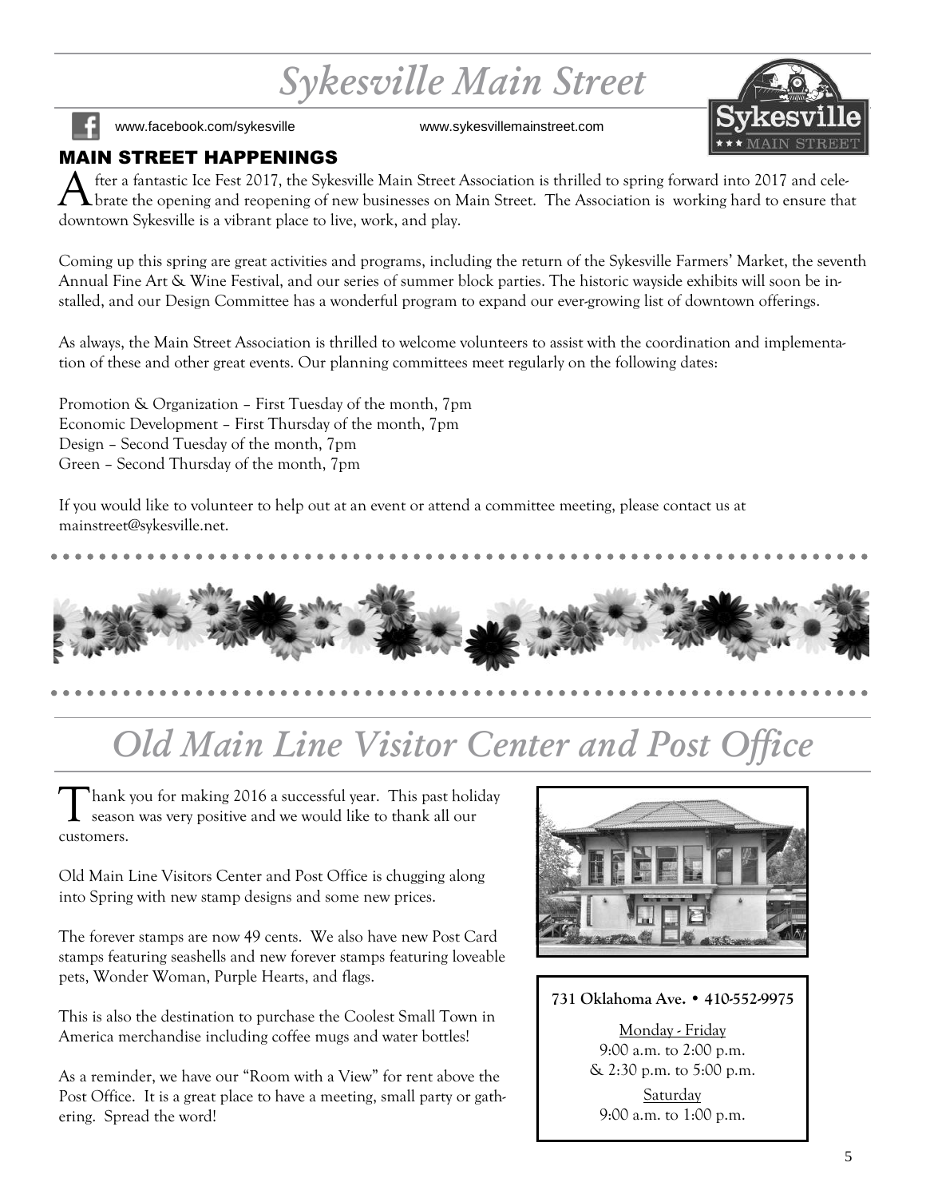# Sykesville Main Street

www.facebook.com/sykesville www.sykesvillemainstreet.com

## MAIN STREET HAPPENINGS

After a fantastic Ice Fest 2017, the Sykesville Main Street Association is thrilled to spring forward into 2017 and celebrate the opening and reopening of new businesses on Main Street. The Association is working hard to ensure that downtown Sykesville is a vibrant place to live, work, and play.

Coming up this spring are great activities and programs, including the return of the Sykesville Farmers' Market, the seventh Annual Fine Art & Wine Festival, and our series of summer block parties. The historic wayside exhibits will soon be installed, and our Design Committee has a wonderful program to expand our ever-growing list of downtown offerings.

As always, the Main Street Association is thrilled to welcome volunteers to assist with the coordination and implementation of these and other great events. Our planning committees meet regularly on the following dates:

Promotion & Organization – First Tuesday of the month, 7pm
Economic Development – First Thursday of the month, 7pm
Design – Second Tuesday of the month, 7pm
Green – Second Thursday of the month, 7pm

If you would like to volunteer to help out at an event or attend a committee meeting, please contact us at mainstreet@sykesville.net.

# Old Main Line Visitor Center and Post Office

Thank you for making 2016 a successful year. This past holiday season was very positive and we would like to thank all our customers.

Old Main Line Visitors Center and Post Office is chugging along into Spring with new stamp designs and some new prices.

The forever stamps are now 49 cents. We also have new Post Card stamps featuring seashells and new forever stamps featuring loveable pets, Wonder Woman, Purple Hearts, and flags.

This is also the destination to purchase the Coolest Small Town in America merchandise including coffee mugs and water bottles!

As a reminder, we have our "Room with a View" for rent above the Post Office. It is a great place to have a meeting, small party or gathering. Spread the word!

**731 Oklahoma Ave. • 410-552-9975**

Monday - Friday
9:00 a.m. to 2:00 p.m.
& 2:30 p.m. to 5:00 p.m.

Saturday
9:00 a.m. to 1:00 p.m.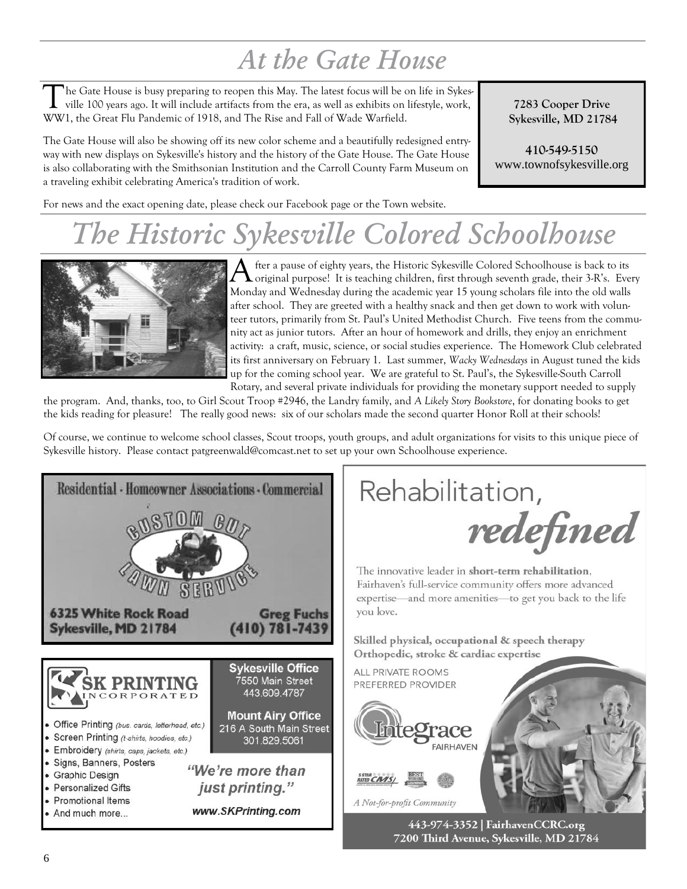# At the Gate House

The Gate House is busy preparing to reopen this May. The latest focus will be on life in Sykesville 100 years ago. It will include artifacts from the era, as well as exhibits on lifestyle, work, WW1, the Great Flu Pandemic of 1918, and The Rise and Fall of Wade Warfield.

The Gate House will also be showing off its new color scheme and a beautifully redesigned entryway with new displays on Sykesville's history and the history of the Gate House. The Gate House is also collaborating with the Smithsonian Institution and the Carroll County Farm Museum on a traveling exhibit celebrating America's tradition of work.

**7283 Cooper Drive**
**Sykesville, MD 21784**

**410-549-5150**
www.townofsykesville.org

For news and the exact opening date, please check our Facebook page or the Town website.

# The Historic Sykesville Colored Schoolhouse

After a pause of eighty years, the Historic Sykesville Colored Schoolhouse is back to its original purpose! It is teaching children, first through seventh grade, their 3-R's. Every Monday and Wednesday during the academic year 15 young scholars file into the old walls after school. They are greeted with a healthy snack and then get down to work with volunteer tutors, primarily from St. Paul's United Methodist Church. Five teens from the community act as junior tutors. After an hour of homework and drills, they enjoy an enrichment activity: a craft, music, science, or social studies experience. The Homework Club celebrated its first anniversary on February 1. Last summer, *Wacky Wednesdays* in August tuned the kids up for the coming school year. We are grateful to St. Paul's, the Sykesville-South Carroll Rotary, and several private individuals for providing the monetary support needed to supply the program. And, thanks, too, to Girl Scout Troop #2946, the Landry family, and *A Likely Story Bookstore*, for donating books to get the kids reading for pleasure! The really good news: six of our scholars made the second quarter Honor Roll at their schools!

Of course, we continue to welcome school classes, Scout troops, youth groups, and adult organizations for visits to this unique piece of Sykesville history. Please contact patgreenwald@comcast.net to set up your own Schoolhouse experience.

---

**Residential · Homeowner Associations · Commercial**

**CUSTOM CUT LAWN SERVICE**

**6325 White Rock Road**
**Sykesville, MD 21784**

**Greg Fuchs**
**(410) 781-7439**

---

**SK PRINTING INCORPORATED**

- Office Printing *(bus. cards, letterhead, etc.)*
- Screen Printing *(t-shirts, hoodies, etc.)*
- Embroidery *(shirts, caps, jackets, etc.)*
- Signs, Banners, Posters
- Graphic Design
- Personalized Gifts
- Promotional Items
- And much more...

**Sykesville Office**
7550 Main Street
443.609.4787

**Mount Airy Office**
216 A South Main Street
301.829.5061

*"We're more than just printing."*

*www.SKPrinting.com*

---

# Rehabilitation, *redefined*

The innovative leader in **short-term rehabilitation**, Fairhaven's full-service community offers more advanced expertise—and more amenities—to get you back to the life you love.

**Skilled physical, occupational & speech therapy**
**Orthopedic, stroke & cardiac expertise**

ALL PRIVATE ROOMS
PREFERRED PROVIDER

Integrace FAIRHAVEN

*A Not-for-profit Community*

**443-974-3352 | FairhavenCCRC.org**
**7200 Third Avenue, Sykesville, MD 21784**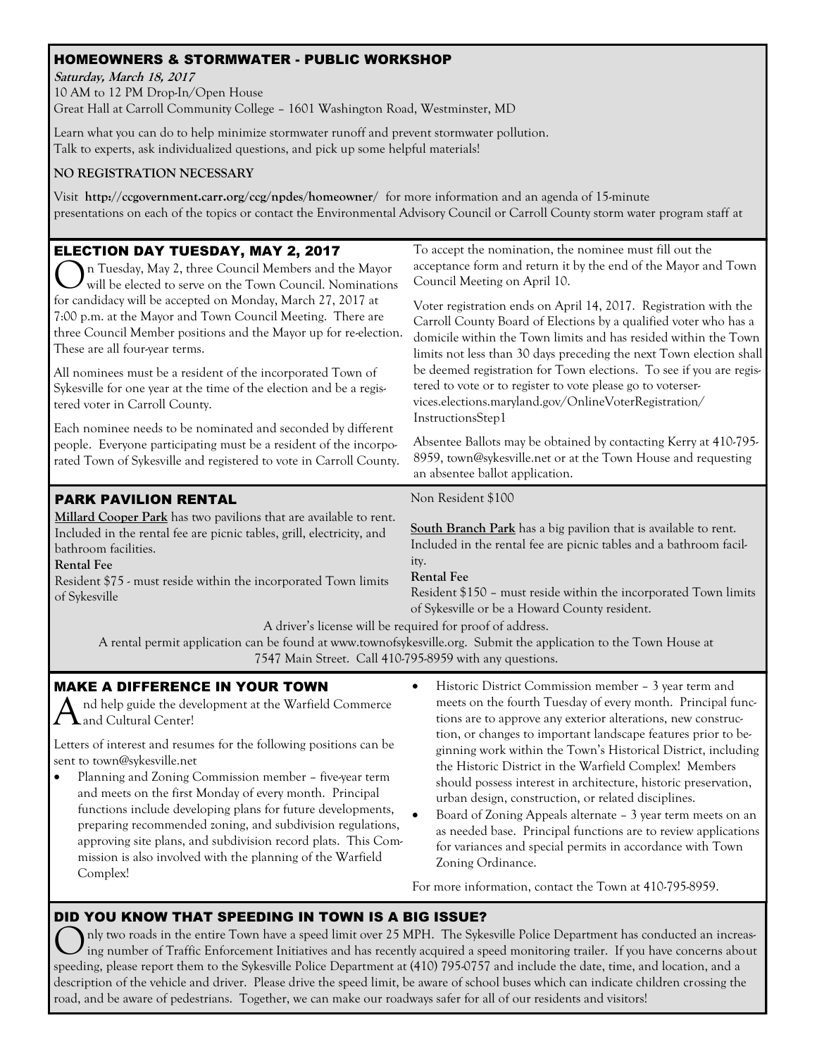## HOMEOWNERS & STORMWATER - PUBLIC WORKSHOP

***Saturday, March 18, 2017***
10 AM to 12 PM Drop-In/Open House
Great Hall at Carroll Community College – 1601 Washington Road, Westminster, MD

Learn what you can do to help minimize stormwater runoff and prevent stormwater pollution.
Talk to experts, ask individualized questions, and pick up some helpful materials!

**NO REGISTRATION NECESSARY**

Visit **http://ccgovernment.carr.org/ccg/npdes/homeowner/** for more information and an agenda of 15-minute presentations on each of the topics or contact the Environmental Advisory Council or Carroll County storm water program staff at

## ELECTION DAY TUESDAY, MAY 2, 2017

On Tuesday, May 2, three Council Members and the Mayor will be elected to serve on the Town Council. Nominations for candidacy will be accepted on Monday, March 27, 2017 at 7:00 p.m. at the Mayor and Town Council Meeting. There are three Council Member positions and the Mayor up for re-election. These are all four-year terms.

All nominees must be a resident of the incorporated Town of Sykesville for one year at the time of the election and be a registered voter in Carroll County.

Each nominee needs to be nominated and seconded by different people. Everyone participating must be a resident of the incorporated Town of Sykesville and registered to vote in Carroll County.

To accept the nomination, the nominee must fill out the acceptance form and return it by the end of the Mayor and Town Council Meeting on April 10.

Voter registration ends on April 14, 2017. Registration with the Carroll County Board of Elections by a qualified voter who has a domicile within the Town limits and has resided within the Town limits not less than 30 days preceding the next Town election shall be deemed registration for Town elections. To see if you are registered to vote or to register to vote please go to voterservices.elections.maryland.gov/OnlineVoterRegistration/InstructionsStep1

Absentee Ballots may be obtained by contacting Kerry at 410-795-8959, town@sykesville.net or at the Town House and requesting an absentee ballot application.

## PARK PAVILION RENTAL

**Millard Cooper Park** has two pavilions that are available to rent. Included in the rental fee are picnic tables, grill, electricity, and bathroom facilities.

**Rental Fee**
Resident $75 - must reside within the incorporated Town limits of Sykesville
Non Resident $100

**South Branch Park** has a big pavilion that is available to rent. Included in the rental fee are picnic tables and a bathroom facility.

**Rental Fee**
Resident $150 – must reside within the incorporated Town limits of Sykesville or be a Howard County resident.

A driver's license will be required for proof of address.
A rental permit application can be found at www.townofsykesville.org. Submit the application to the Town House at 7547 Main Street. Call 410-795-8959 with any questions.

## MAKE A DIFFERENCE IN YOUR TOWN

And help guide the development at the Warfield Commerce and Cultural Center!

Letters of interest and resumes for the following positions can be sent to town@sykesville.net

- Planning and Zoning Commission member – five-year term and meets on the first Monday of every month. Principal functions include developing plans for future developments, preparing recommended zoning, and subdivision regulations, approving site plans, and subdivision record plats. This Commission is also involved with the planning of the Warfield Complex!
- Historic District Commission member – 3 year term and meets on the fourth Tuesday of every month. Principal functions are to approve any exterior alterations, new construction, or changes to important landscape features prior to beginning work within the Town's Historical District, including the Historic District in the Warfield Complex! Members should possess interest in architecture, historic preservation, urban design, construction, or related disciplines.
- Board of Zoning Appeals alternate – 3 year term meets on an as needed base. Principal functions are to review applications for variances and special permits in accordance with Town Zoning Ordinance.

For more information, contact the Town at 410-795-8959.

## DID YOU KNOW THAT SPEEDING IN TOWN IS A BIG ISSUE?

Only two roads in the entire Town have a speed limit over 25 MPH. The Sykesville Police Department has conducted an increasing number of Traffic Enforcement Initiatives and has recently acquired a speed monitoring trailer. If you have concerns about speeding, please report them to the Sykesville Police Department at (410) 795-0757 and include the date, time, and location, and a description of the vehicle and driver. Please drive the speed limit, be aware of school buses which can indicate children crossing the road, and be aware of pedestrians. Together, we can make our roadways safer for all of our residents and visitors!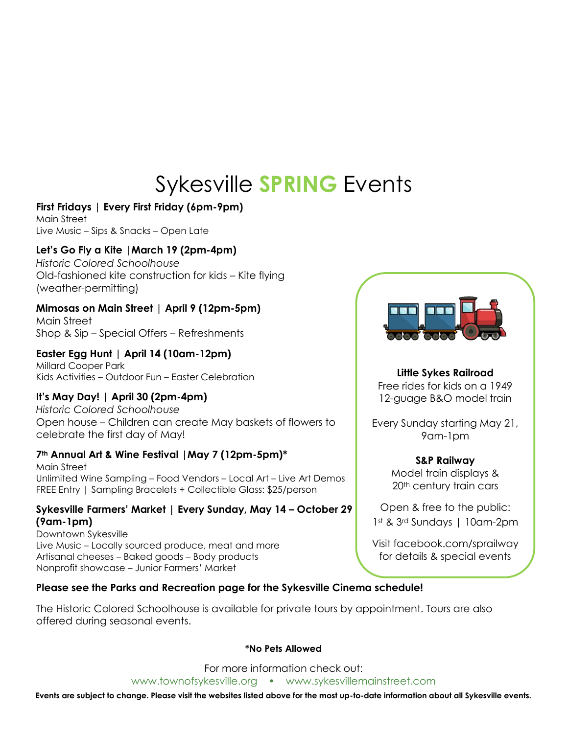# Sykesville SPRING Events

**First Fridays | Every First Friday (6pm-9pm)**
Main Street
Live Music – Sips & Snacks – Open Late

**Let's Go Fly a Kite |March 19 (2pm-4pm)**
*Historic Colored Schoolhouse*
Old-fashioned kite construction for kids – Kite flying (weather-permitting)

**Mimosas on Main Street | April 9 (12pm-5pm)**
Main Street
Shop & Sip – Special Offers – Refreshments

**Easter Egg Hunt | April 14 (10am-12pm)**
Millard Cooper Park
Kids Activities – Outdoor Fun – Easter Celebration

**It's May Day! | April 30 (2pm-4pm)**
*Historic Colored Schoolhouse*
Open house – Children can create May baskets of flowers to celebrate the first day of May!

**7th Annual Art & Wine Festival |May 7 (12pm-5pm)***
Main Street
Unlimited Wine Sampling – Food Vendors – Local Art – Live Art Demos
FREE Entry | Sampling Bracelets + Collectible Glass: $25/person

**Sykesville Farmers' Market | Every Sunday, May 14 – October 29 (9am-1pm)**
Downtown Sykesville
Live Music – Locally sourced produce, meat and more
Artisanal cheeses – Baked goods – Body products
Nonprofit showcase – Junior Farmers' Market

**Little Sykes Railroad**
Free rides for kids on a 1949 12-guage B&O model train

Every Sunday starting May 21, 9am-1pm

**S&P Railway**
Model train displays & 20th century train cars

Open & free to the public:
1st & 3rd Sundays | 10am-2pm

Visit facebook.com/sprailway for details & special events

**Please see the Parks and Recreation page for the Sykesville Cinema schedule!**

The Historic Colored Schoolhouse is available for private tours by appointment. Tours are also offered during seasonal events.

**\*No Pets Allowed**

For more information check out:
www.townofsykesville.org • www.sykesvillemainstreet.com

**Events are subject to change. Please visit the websites listed above for the most up-to-date information about all Sykesville events.**